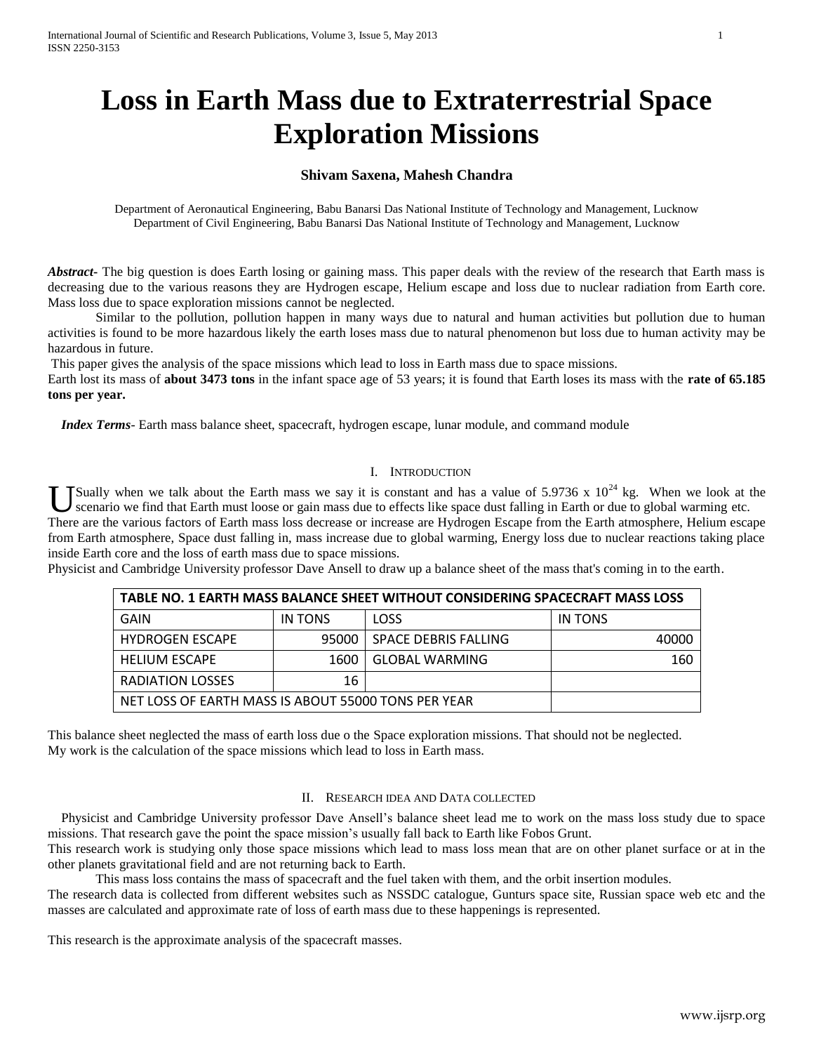# Loss in Earth Mass due to Extraterrestrial Space Exploration Missions

**Shivam Saxena, Mahesh Chandra**

Department of Aeronautical Engineering, Babu Banarsi Das National Institute of Technology and Management, Lucknow
Department of Civil Engineering, Babu Banarsi Das National Institute of Technology and Management, Lucknow

***Abstract-*** The big question is does Earth losing or gaining mass. This paper deals with the review of the research that Earth mass is decreasing due to the various reasons they are Hydrogen escape, Helium escape and loss due to nuclear radiation from Earth core. Mass loss due to space exploration missions cannot be neglected.

Similar to the pollution, pollution happen in many ways due to natural and human activities but pollution due to human activities is found to be more hazardous likely the earth loses mass due to natural phenomenon but loss due to human activity may be hazardous in future.

This paper gives the analysis of the space missions which lead to loss in Earth mass due to space missions.

Earth lost its mass of **about 3473 tons** in the infant space age of 53 years; it is found that Earth loses its mass with the **rate of 65.185 tons per year.**

***Index Terms-*** Earth mass balance sheet, spacecraft, hydrogen escape, lunar module, and command module

## I. Introduction

Usually when we talk about the Earth mass we say it is constant and has a value of $5.9736 \times 10^{24}$ kg. When we look at the scenario we find that Earth must loose or gain mass due to effects like space dust falling in Earth or due to global warming etc. There are the various factors of Earth mass loss decrease or increase are Hydrogen Escape from the Earth atmosphere, Helium escape from Earth atmosphere, Space dust falling in, mass increase due to global warming, Energy loss due to nuclear reactions taking place inside Earth core and the loss of earth mass due to space missions.

Physicist and Cambridge University professor Dave Ansell to draw up a balance sheet of the mass that's coming in to the earth.

| TABLE NO. 1 EARTH MASS BALANCE SHEET WITHOUT CONSIDERING SPACECRAFT MASS LOSS | | | |
|---|---|---|---|
| GAIN | IN TONS | LOSS | IN TONS |
| HYDROGEN ESCAPE | 95000 | SPACE DEBRIS FALLING | 40000 |
| HELIUM ESCAPE | 1600 | GLOBAL WARMING | 160 |
| RADIATION LOSSES | 16 | | |
| NET LOSS OF EARTH MASS IS ABOUT 55000 TONS PER YEAR | | | |

This balance sheet neglected the mass of earth loss due o the Space exploration missions. That should not be neglected.
My work is the calculation of the space missions which lead to loss in Earth mass.

## II. Research idea and Data collected

Physicist and Cambridge University professor Dave Ansell's balance sheet lead me to work on the mass loss study due to space missions. That research gave the point the space mission's usually fall back to Earth like Fobos Grunt.

This research work is studying only those space missions which lead to mass loss mean that are on other planet surface or at in the other planets gravitational field and are not returning back to Earth.

This mass loss contains the mass of spacecraft and the fuel taken with them, and the orbit insertion modules.

The research data is collected from different websites such as NSSDC catalogue, Gunturs space site, Russian space web etc and the masses are calculated and approximate rate of loss of earth mass due to these happenings is represented.

This research is the approximate analysis of the spacecraft masses.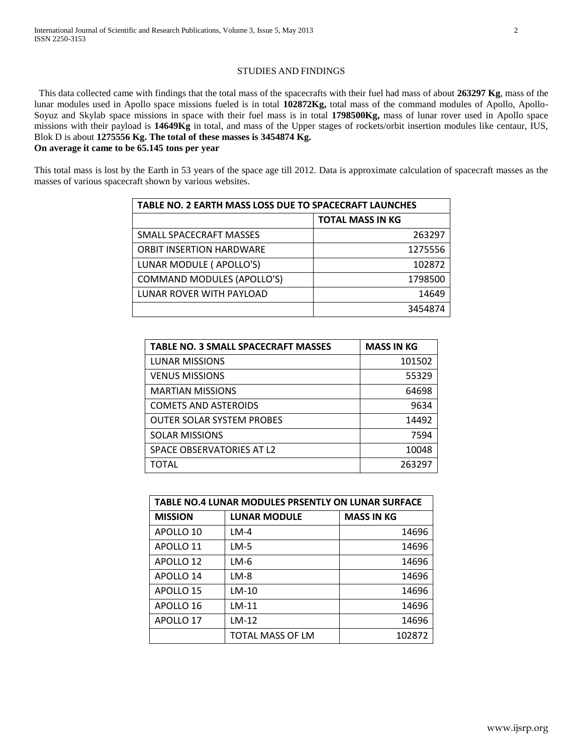## STUDIES AND FINDINGS

This data collected came with findings that the total mass of the spacecrafts with their fuel had mass of about **263297 Kg**, mass of the lunar modules used in Apollo space missions fueled is in total **102872Kg,** total mass of the command modules of Apollo, Apollo-Soyuz and Skylab space missions in space with their fuel mass is in total **1798500Kg,** mass of lunar rover used in Apollo space missions with their payload is **14649Kg** in total, and mass of the Upper stages of rockets/orbit insertion modules like centaur, IUS, Blok D is about **1275556 Kg. The total of these masses is 3454874 Kg.**

**On average it came to be 65.145 tons per year**

This total mass is lost by the Earth in 53 years of the space age till 2012. Data is approximate calculation of spacecraft masses as the masses of various spacecraft shown by various websites.

| TABLE NO. 2 EARTH MASS LOSS DUE TO SPACECRAFT LAUNCHES | |
|---|---|
| | TOTAL MASS IN KG |
| SMALL SPACECRAFT MASSES | 263297 |
| ORBIT INSERTION HARDWARE | 1275556 |
| LUNAR MODULE ( APOLLO'S) | 102872 |
| COMMAND MODULES (APOLLO'S) | 1798500 |
| LUNAR ROVER WITH PAYLOAD | 14649 |
| | 3454874 |

| TABLE NO. 3 SMALL SPACECRAFT MASSES | MASS IN KG |
|---|---|
| LUNAR MISSIONS | 101502 |
| VENUS MISSIONS | 55329 |
| MARTIAN MISSIONS | 64698 |
| COMETS AND ASTEROIDS | 9634 |
| OUTER SOLAR SYSTEM PROBES | 14492 |
| SOLAR MISSIONS | 7594 |
| SPACE OBSERVATORIES AT L2 | 10048 |
| TOTAL | 263297 |

| TABLE NO.4 LUNAR MODULES PRSENTLY ON LUNAR SURFACE | | |
|---|---|---|
| MISSION | LUNAR MODULE | MASS IN KG |
| APOLLO 10 | LM-4 | 14696 |
| APOLLO 11 | LM-5 | 14696 |
| APOLLO 12 | LM-6 | 14696 |
| APOLLO 14 | LM-8 | 14696 |
| APOLLO 15 | LM-10 | 14696 |
| APOLLO 16 | LM-11 | 14696 |
| APOLLO 17 | LM-12 | 14696 |
| | TOTAL MASS OF LM | 102872 |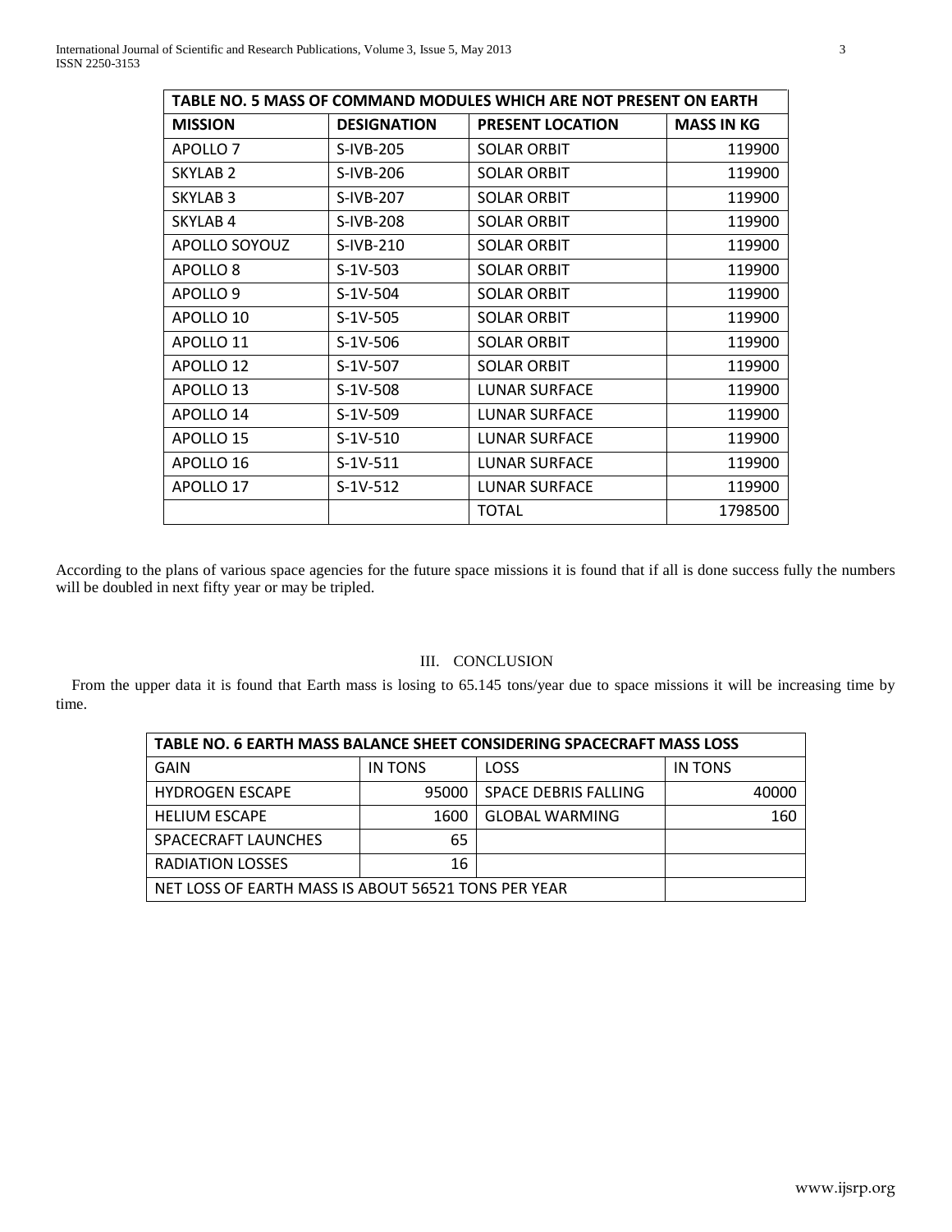| TABLE NO. 5 MASS OF COMMAND MODULES WHICH ARE NOT PRESENT ON EARTH | | | |
|---|---|---|---|
| **MISSION** | **DESIGNATION** | **PRESENT LOCATION** | **MASS IN KG** |
| APOLLO 7 | S-IVB-205 | SOLAR ORBIT | 119900 |
| SKYLAB 2 | S-IVB-206 | SOLAR ORBIT | 119900 |
| SKYLAB 3 | S-IVB-207 | SOLAR ORBIT | 119900 |
| SKYLAB 4 | S-IVB-208 | SOLAR ORBIT | 119900 |
| APOLLO SOYOUZ | S-IVB-210 | SOLAR ORBIT | 119900 |
| APOLLO 8 | S-1V-503 | SOLAR ORBIT | 119900 |
| APOLLO 9 | S-1V-504 | SOLAR ORBIT | 119900 |
| APOLLO 10 | S-1V-505 | SOLAR ORBIT | 119900 |
| APOLLO 11 | S-1V-506 | SOLAR ORBIT | 119900 |
| APOLLO 12 | S-1V-507 | SOLAR ORBIT | 119900 |
| APOLLO 13 | S-1V-508 | LUNAR SURFACE | 119900 |
| APOLLO 14 | S-1V-509 | LUNAR SURFACE | 119900 |
| APOLLO 15 | S-1V-510 | LUNAR SURFACE | 119900 |
| APOLLO 16 | S-1V-511 | LUNAR SURFACE | 119900 |
| APOLLO 17 | S-1V-512 | LUNAR SURFACE | 119900 |
| | | TOTAL | 1798500 |

According to the plans of various space agencies for the future space missions it is found that if all is done success fully the numbers will be doubled in next fifty year or may be tripled.

## III. CONCLUSION

From the upper data it is found that Earth mass is losing to 65.145 tons/year due to space missions it will be increasing time by time.

| TABLE NO. 6 EARTH MASS BALANCE SHEET CONSIDERING SPACECRAFT MASS LOSS | | | |
|---|---|---|---|
| GAIN | IN TONS | LOSS | IN TONS |
| HYDROGEN ESCAPE | 95000 | SPACE DEBRIS FALLING | 40000 |
| HELIUM ESCAPE | 1600 | GLOBAL WARMING | 160 |
| SPACECRAFT LAUNCHES | 65 | | |
| RADIATION LOSSES | 16 | | |
| NET LOSS OF EARTH MASS IS ABOUT 56521 TONS PER YEAR | | | |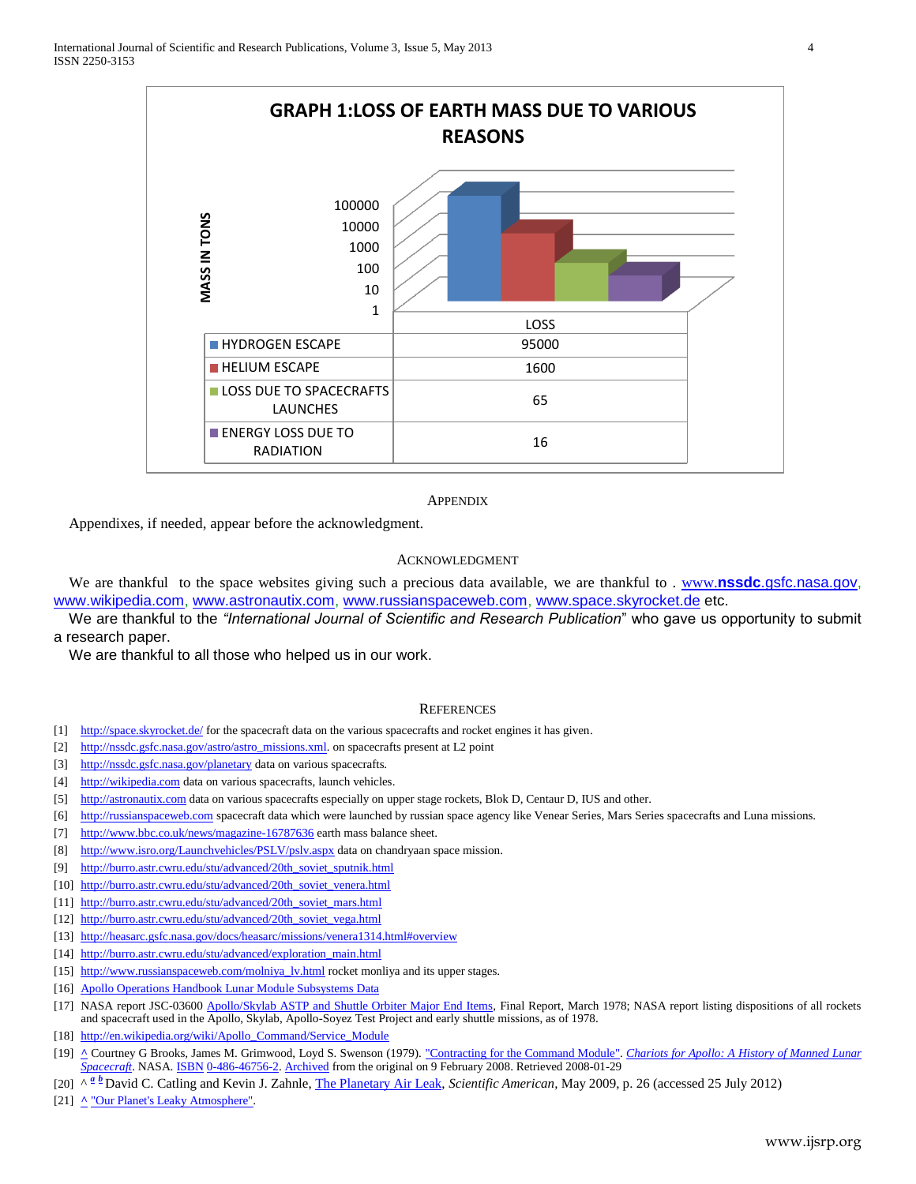**GRAPH 1:LOSS OF EARTH MASS DUE TO VARIOUS REASONS**

| | LOSS |
|---|---|
| HYDROGEN ESCAPE | 95000 |
| HELIUM ESCAPE | 1600 |
| LOSS DUE TO SPACECRAFTS LAUNCHES | 65 |
| ENERGY LOSS DUE TO RADIATION | 16 |

## APPENDIX

Appendixes, if needed, appear before the acknowledgment.

## ACKNOWLEDGMENT

We are thankful to the space websites giving such a precious data available, we are thankful to . www.**nssdc**.gsfc.nasa.gov, www.wikipedia.com, www.astronautix.com, www.russianspaceweb.com, www.space.skyrocket.de etc.

We are thankful to the *"International Journal of Scientific and Research Publication"* who gave us opportunity to submit a research paper.

We are thankful to all those who helped us in our work.

## REFERENCES

[1] http://space.skyrocket.de/ for the spacecraft data on the various spacecrafts and rocket engines it has given.

[2] http://nssdc.gsfc.nasa.gov/astro/astro_missions.xml. on spacecrafts present at L2 point

[3] http://nssdc.gsfc.nasa.gov/planetary data on various spacecrafts.

[4] http://wikipedia.com data on various spacecrafts, launch vehicles.

[5] http://astronautix.com data on various spacecrafts especially on upper stage rockets, Blok D, Centaur D, IUS and other.

[6] http://russianspaceweb.com spacecraft data which were launched by russian space agency like Venear Series, Mars Series spacecrafts and Luna missions.

[7] http://www.bbc.co.uk/news/magazine-16787636 earth mass balance sheet.

[8] http://www.isro.org/Launchvehicles/PSLV/pslv.aspx data on chandryaan space mission.

[9] http://burro.astr.cwru.edu/stu/advanced/20th_soviet_sputnik.html

[10] http://burro.astr.cwru.edu/stu/advanced/20th_soviet_venera.html

[11] http://burro.astr.cwru.edu/stu/advanced/20th_soviet_mars.html

[12] http://burro.astr.cwru.edu/stu/advanced/20th_soviet_vega.html

[13] http://heasarc.gsfc.nasa.gov/docs/heasarc/missions/venera1314.html#overview

[14] http://burro.astr.cwru.edu/stu/advanced/exploration_main.html

[15] http://www.russianspaceweb.com/molniya_lv.html rocket monliya and its upper stages.

[16] Apollo Operations Handbook Lunar Module Subsystems Data

[17] NASA report JSC-03600 Apollo/Skylab ASTP and Shuttle Orbiter Major End Items, Final Report, March 1978; NASA report listing dispositions of all rockets and spacecraft used in the Apollo, Skylab, Apollo-Soyez Test Project and early shuttle missions, as of 1978.

[18] http://en.wikipedia.org/wiki/Apollo_Command/Service_Module

[19] ^ Courtney G Brooks, James M. Grimwood, Loyd S. Swenson (1979). "Contracting for the Command Module". *Chariots for Apollo: A History of Manned Lunar Spacecraft*. NASA. ISBN 0-486-46756-2. Archived from the original on 9 February 2008. Retrieved 2008-01-29

[20] ^ *a b* David C. Catling and Kevin J. Zahnle, The Planetary Air Leak, *Scientific American*, May 2009, p. 26 (accessed 25 July 2012)

[21] ^ "Our Planet's Leaky Atmosphere".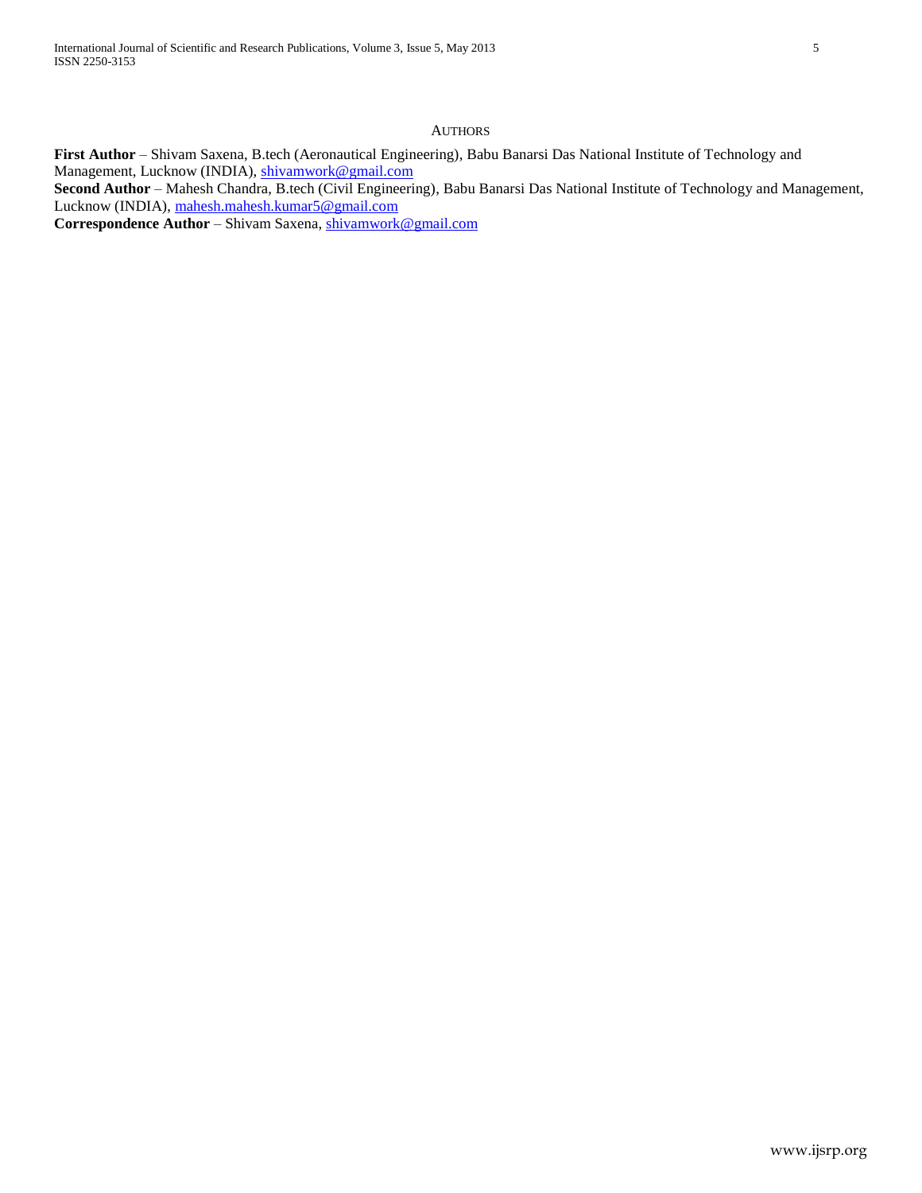## AUTHORS

**First Author** – Shivam Saxena, B.tech (Aeronautical Engineering), Babu Banarsi Das National Institute of Technology and Management, Lucknow (INDIA), shivamwork@gmail.com

**Second Author** – Mahesh Chandra, B.tech (Civil Engineering), Babu Banarsi Das National Institute of Technology and Management, Lucknow (INDIA), mahesh.mahesh.kumar5@gmail.com

**Correspondence Author** – Shivam Saxena, shivamwork@gmail.com